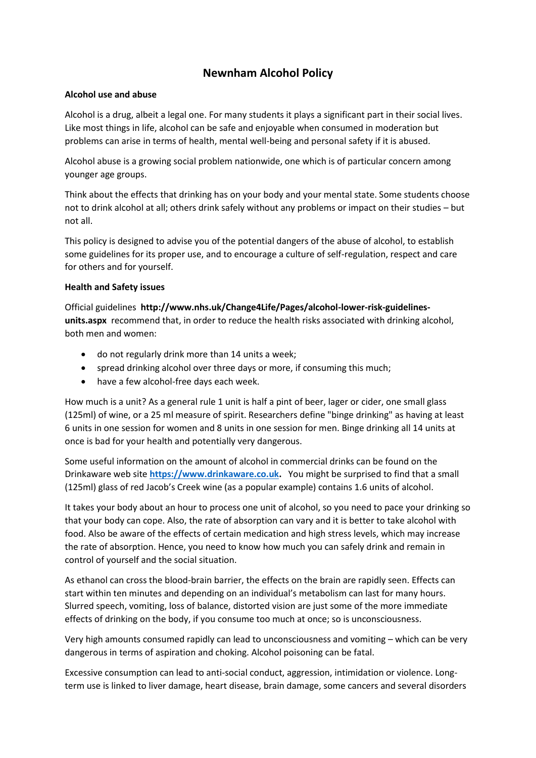# Newnham Alcohol Policy

**Alcohol use and abuse**

Alcohol is a drug, albeit a legal one. For many students it plays a significant part in their social lives. Like most things in life, alcohol can be safe and enjoyable when consumed in moderation but problems can arise in terms of health, mental well-being and personal safety if it is abused.

Alcohol abuse is a growing social problem nationwide, one which is of particular concern among younger age groups.

Think about the effects that drinking has on your body and your mental state. Some students choose not to drink alcohol at all; others drink safely without any problems or impact on their studies – but not all.

This policy is designed to advise you of the potential dangers of the abuse of alcohol, to establish some guidelines for its proper use, and to encourage a culture of self-regulation, respect and care for others and for yourself.

**Health and Safety issues**

Official guidelines **http://www.nhs.uk/Change4Life/Pages/alcohol-lower-risk-guidelines-units.aspx** recommend that, in order to reduce the health risks associated with drinking alcohol, both men and women:

- do not regularly drink more than 14 units a week;
- spread drinking alcohol over three days or more, if consuming this much;
- have a few alcohol-free days each week.

How much is a unit? As a general rule 1 unit is half a pint of beer, lager or cider, one small glass (125ml) of wine, or a 25 ml measure of spirit. Researchers define "binge drinking" as having at least 6 units in one session for women and 8 units in one session for men. Binge drinking all 14 units at once is bad for your health and potentially very dangerous.

Some useful information on the amount of alcohol in commercial drinks can be found on the Drinkaware web site **https://www.drinkaware.co.uk**. You might be surprised to find that a small (125ml) glass of red Jacob's Creek wine (as a popular example) contains 1.6 units of alcohol.

It takes your body about an hour to process one unit of alcohol, so you need to pace your drinking so that your body can cope. Also, the rate of absorption can vary and it is better to take alcohol with food. Also be aware of the effects of certain medication and high stress levels, which may increase the rate of absorption. Hence, you need to know how much you can safely drink and remain in control of yourself and the social situation.

As ethanol can cross the blood-brain barrier, the effects on the brain are rapidly seen. Effects can start within ten minutes and depending on an individual's metabolism can last for many hours. Slurred speech, vomiting, loss of balance, distorted vision are just some of the more immediate effects of drinking on the body, if you consume too much at once; so is unconsciousness.

Very high amounts consumed rapidly can lead to unconsciousness and vomiting – which can be very dangerous in terms of aspiration and choking. Alcohol poisoning can be fatal.

Excessive consumption can lead to anti-social conduct, aggression, intimidation or violence. Long-term use is linked to liver damage, heart disease, brain damage, some cancers and several disorders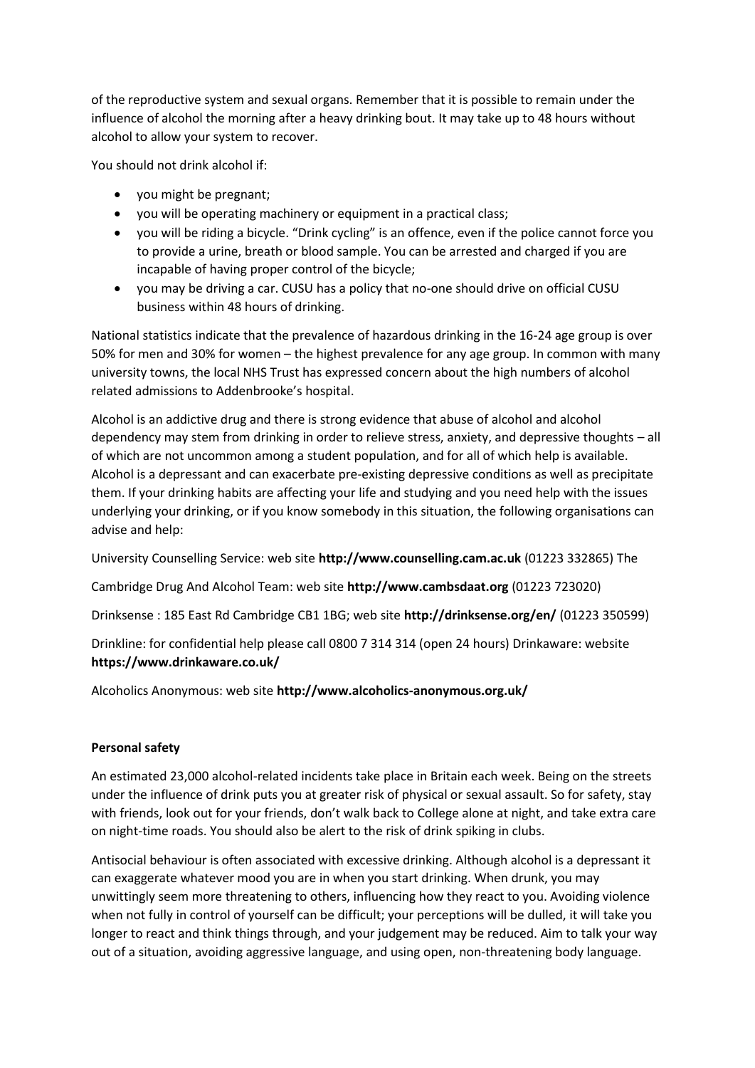of the reproductive system and sexual organs. Remember that it is possible to remain under the influence of alcohol the morning after a heavy drinking bout. It may take up to 48 hours without alcohol to allow your system to recover.

You should not drink alcohol if:

- you might be pregnant;
- you will be operating machinery or equipment in a practical class;
- you will be riding a bicycle. "Drink cycling" is an offence, even if the police cannot force you to provide a urine, breath or blood sample. You can be arrested and charged if you are incapable of having proper control of the bicycle;
- you may be driving a car. CUSU has a policy that no-one should drive on official CUSU business within 48 hours of drinking.

National statistics indicate that the prevalence of hazardous drinking in the 16-24 age group is over 50% for men and 30% for women – the highest prevalence for any age group. In common with many university towns, the local NHS Trust has expressed concern about the high numbers of alcohol related admissions to Addenbrooke's hospital.

Alcohol is an addictive drug and there is strong evidence that abuse of alcohol and alcohol dependency may stem from drinking in order to relieve stress, anxiety, and depressive thoughts – all of which are not uncommon among a student population, and for all of which help is available. Alcohol is a depressant and can exacerbate pre-existing depressive conditions as well as precipitate them. If your drinking habits are affecting your life and studying and you need help with the issues underlying your drinking, or if you know somebody in this situation, the following organisations can advise and help:

University Counselling Service: web site **http://www.counselling.cam.ac.uk** (01223 332865) The

Cambridge Drug And Alcohol Team: web site **http://www.cambsdaat.org** (01223 723020)

Drinksense : 185 East Rd Cambridge CB1 1BG; web site **http://drinksense.org/en/** (01223 350599)

Drinkline: for confidential help please call 0800 7 314 314 (open 24 hours) Drinkaware: website **https://www.drinkaware.co.uk/**

Alcoholics Anonymous: web site **http://www.alcoholics-anonymous.org.uk/**

**Personal safety**

An estimated 23,000 alcohol-related incidents take place in Britain each week. Being on the streets under the influence of drink puts you at greater risk of physical or sexual assault. So for safety, stay with friends, look out for your friends, don't walk back to College alone at night, and take extra care on night-time roads. You should also be alert to the risk of drink spiking in clubs.

Antisocial behaviour is often associated with excessive drinking. Although alcohol is a depressant it can exaggerate whatever mood you are in when you start drinking. When drunk, you may unwittingly seem more threatening to others, influencing how they react to you. Avoiding violence when not fully in control of yourself can be difficult; your perceptions will be dulled, it will take you longer to react and think things through, and your judgement may be reduced. Aim to talk your way out of a situation, avoiding aggressive language, and using open, non-threatening body language.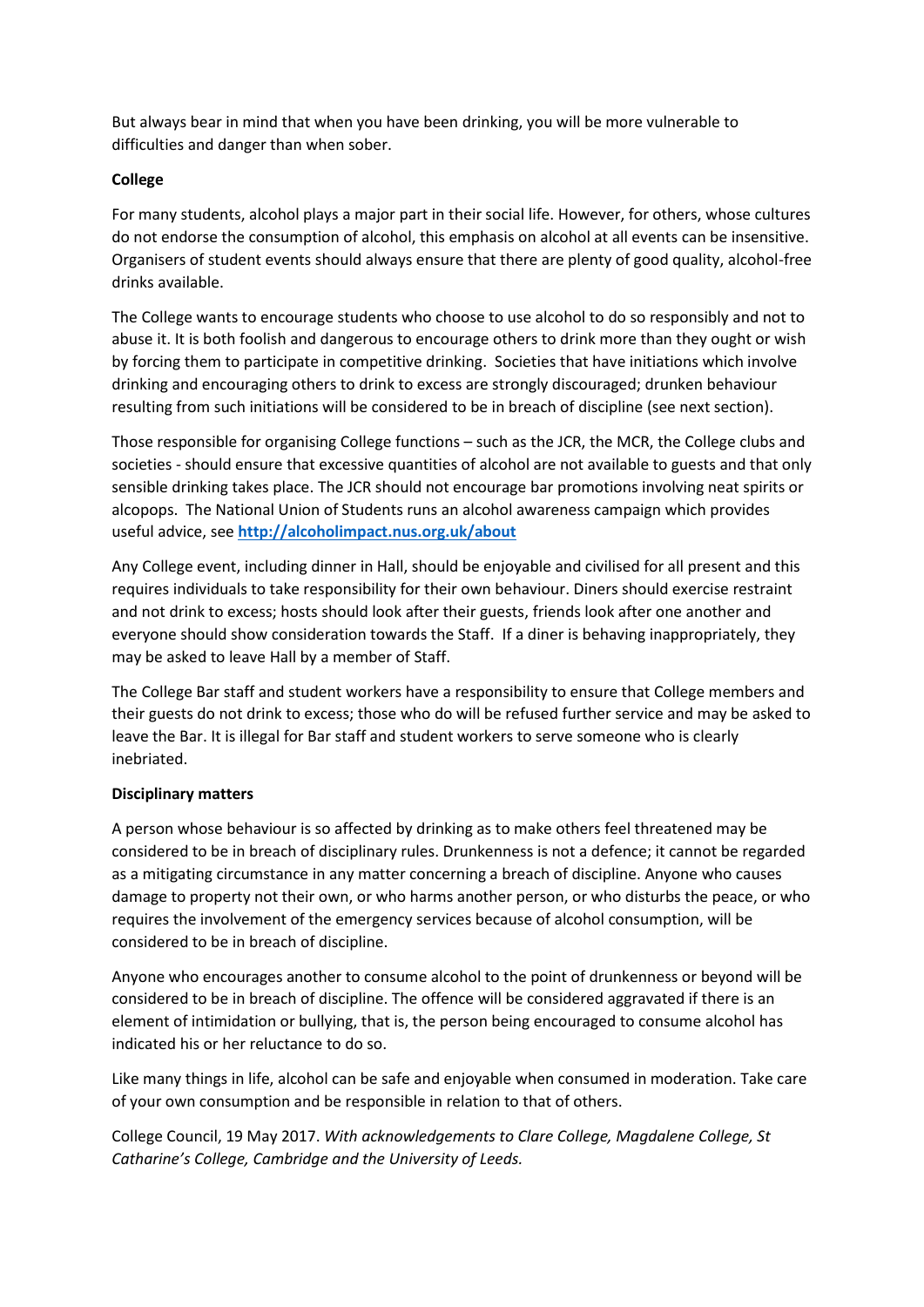But always bear in mind that when you have been drinking, you will be more vulnerable to difficulties and danger than when sober.

**College**

For many students, alcohol plays a major part in their social life. However, for others, whose cultures do not endorse the consumption of alcohol, this emphasis on alcohol at all events can be insensitive. Organisers of student events should always ensure that there are plenty of good quality, alcohol-free drinks available.

The College wants to encourage students who choose to use alcohol to do so responsibly and not to abuse it. It is both foolish and dangerous to encourage others to drink more than they ought or wish by forcing them to participate in competitive drinking. Societies that have initiations which involve drinking and encouraging others to drink to excess are strongly discouraged; drunken behaviour resulting from such initiations will be considered to be in breach of discipline (see next section).

Those responsible for organising College functions – such as the JCR, the MCR, the College clubs and societies - should ensure that excessive quantities of alcohol are not available to guests and that only sensible drinking takes place. The JCR should not encourage bar promotions involving neat spirits or alcopops. The National Union of Students runs an alcohol awareness campaign which provides useful advice, see **http://alcoholimpact.nus.org.uk/about**

Any College event, including dinner in Hall, should be enjoyable and civilised for all present and this requires individuals to take responsibility for their own behaviour. Diners should exercise restraint and not drink to excess; hosts should look after their guests, friends look after one another and everyone should show consideration towards the Staff. If a diner is behaving inappropriately, they may be asked to leave Hall by a member of Staff.

The College Bar staff and student workers have a responsibility to ensure that College members and their guests do not drink to excess; those who do will be refused further service and may be asked to leave the Bar. It is illegal for Bar staff and student workers to serve someone who is clearly inebriated.

**Disciplinary matters**

A person whose behaviour is so affected by drinking as to make others feel threatened may be considered to be in breach of disciplinary rules. Drunkenness is not a defence; it cannot be regarded as a mitigating circumstance in any matter concerning a breach of discipline. Anyone who causes damage to property not their own, or who harms another person, or who disturbs the peace, or who requires the involvement of the emergency services because of alcohol consumption, will be considered to be in breach of discipline.

Anyone who encourages another to consume alcohol to the point of drunkenness or beyond will be considered to be in breach of discipline. The offence will be considered aggravated if there is an element of intimidation or bullying, that is, the person being encouraged to consume alcohol has indicated his or her reluctance to do so.

Like many things in life, alcohol can be safe and enjoyable when consumed in moderation. Take care of your own consumption and be responsible in relation to that of others.

College Council, 19 May 2017. *With acknowledgements to Clare College, Magdalene College, St Catharine's College, Cambridge and the University of Leeds.*